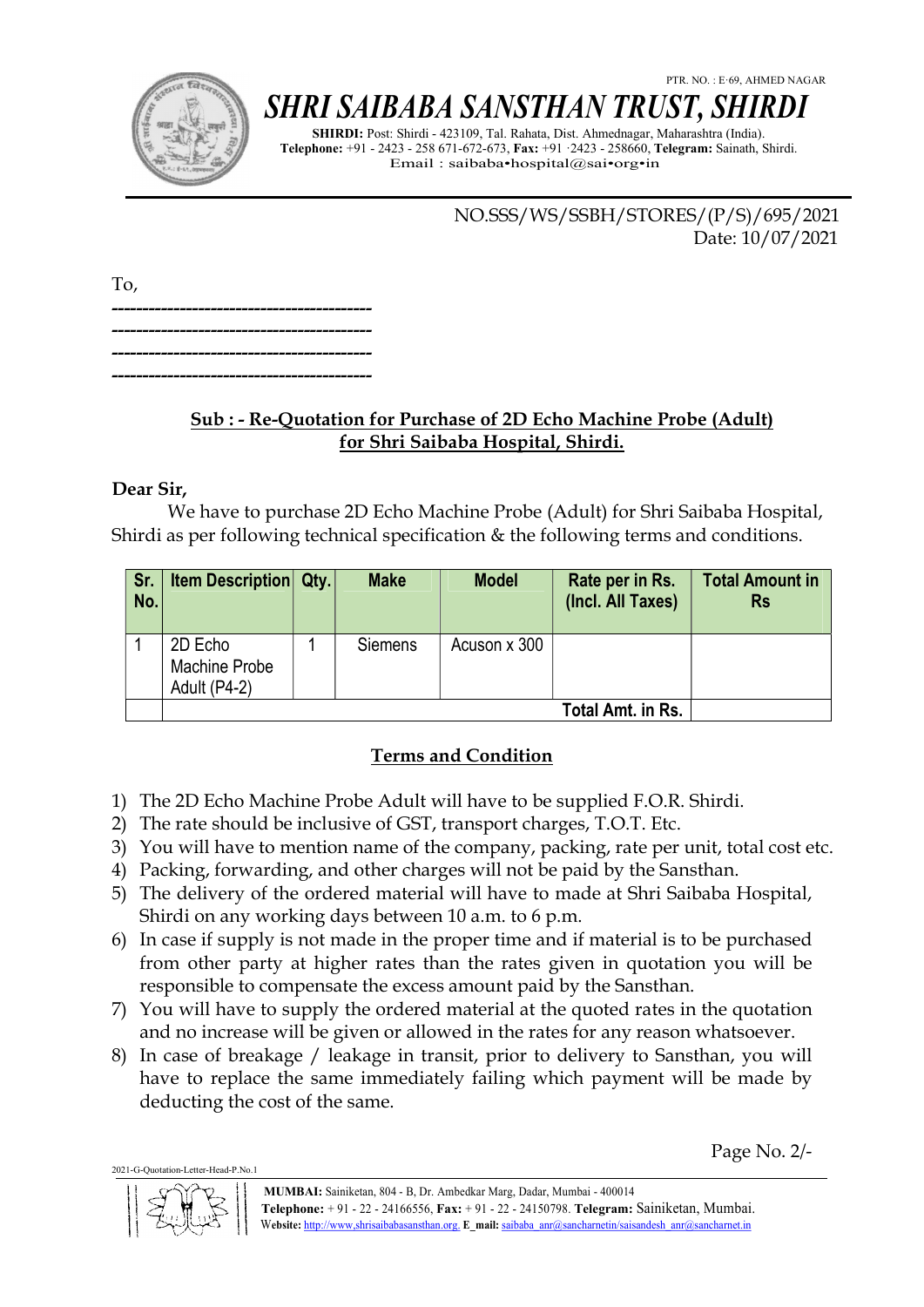PTR. NO. : E-69, AHMED NAGAR

# SHRI SAIBABA SANSTHAN TRUST, SHIRDI

**SHIRDI:** Post: Shirdi - 423109, Tal. Rahata, Dist. Ahmednagar, Maharashtra (India).
**Telephone:** +91 - 2423 - 258 671-672-673, **Fax:** +91 ·2423 - 258660, **Telegram:** Sainath, Shirdi.
Email : saibaba•hospital@sai•org•in

NO.SSS/WS/SSBH/STORES/(P/S)/695/2021
Date: 10/07/2021

To,
------------------------------------------
------------------------------------------
------------------------------------------
------------------------------------------

**Sub : - Re-Quotation for Purchase of 2D Echo Machine Probe (Adult) for Shri Saibaba Hospital, Shirdi.**

**Dear Sir,**

We have to purchase 2D Echo Machine Probe (Adult) for Shri Saibaba Hospital, Shirdi as per following technical specification & the following terms and conditions.

| Sr. No. | Item Description | Qty. | Make | Model | Rate per in Rs. (Incl. All Taxes) | Total Amount in Rs |
|---|---|---|---|---|---|---|
| 1 | 2D Echo Machine Probe Adult (P4-2) | 1 | Siemens | Acuson x 300 | | |
| | Total Amt. in Rs. | | | | | |

**Terms and Condition**

1) The 2D Echo Machine Probe Adult will have to be supplied F.O.R. Shirdi.
2) The rate should be inclusive of GST, transport charges, T.O.T. Etc.
3) You will have to mention name of the company, packing, rate per unit, total cost etc.
4) Packing, forwarding, and other charges will not be paid by the Sansthan.
5) The delivery of the ordered material will have to made at Shri Saibaba Hospital, Shirdi on any working days between 10 a.m. to 6 p.m.
6) In case if supply is not made in the proper time and if material is to be purchased from other party at higher rates than the rates given in quotation you will be responsible to compensate the excess amount paid by the Sansthan.
7) You will have to supply the ordered material at the quoted rates in the quotation and no increase will be given or allowed in the rates for any reason whatsoever.
8) In case of breakage / leakage in transit, prior to delivery to Sansthan, you will have to replace the same immediately failing which payment will be made by deducting the cost of the same.

Page No. 2/-

2021-G-Quotation-Letter-Head-P.No.1

**MUMBAI:** Sainiketan, 804 - B, Dr. Ambedkar Marg, Dadar, Mumbai - 400014
**Telephone:** + 91 - 22 - 24166556, **Fax:** + 91 - 22 - 24150798. **Telegram:** Sainiketan, Mumbai.
**Website:** http://www.shrisaibabasansthan.org. **E_mail:** saibaba_anr@sancharnetin/saisandesh_anr@sancharnet.in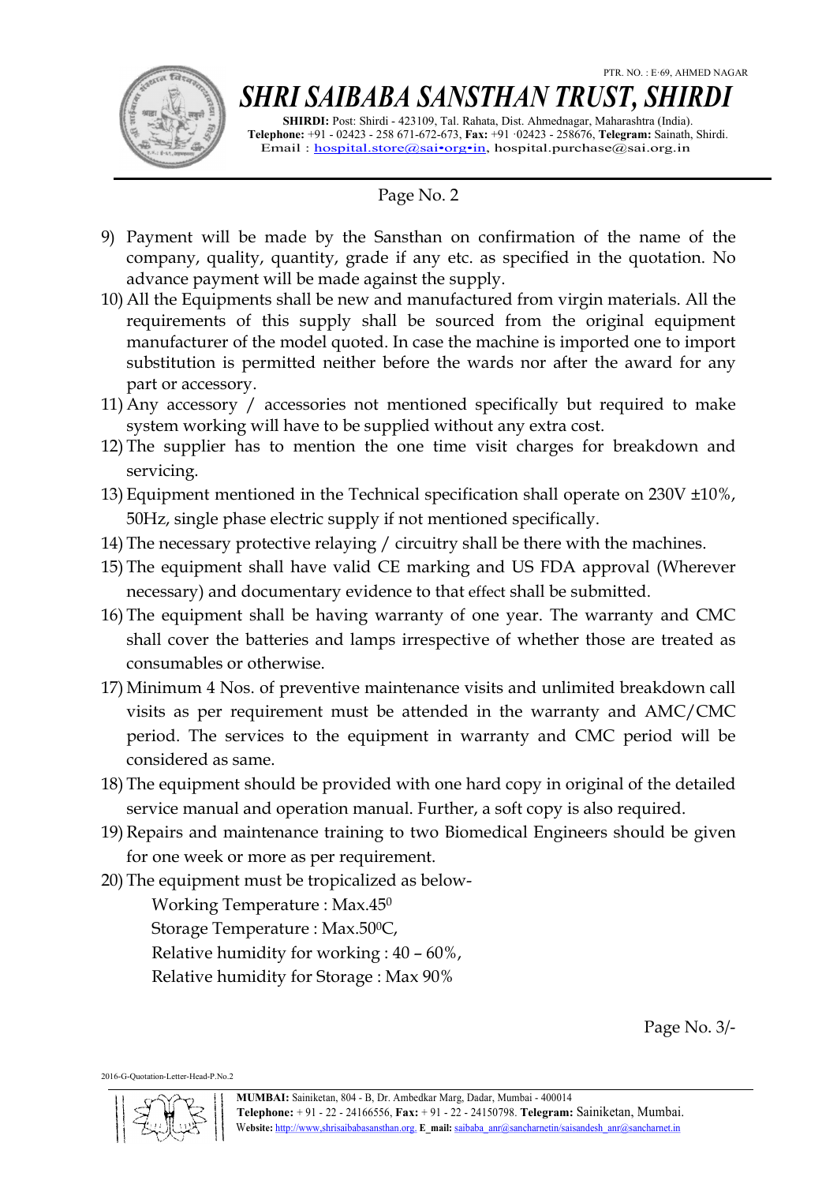9) Payment will be made by the Sansthan on confirmation of the name of the company, quality, quantity, grade if any etc. as specified in the quotation. No advance payment will be made against the supply.
10) All the Equipments shall be new and manufactured from virgin materials. All the requirements of this supply shall be sourced from the original equipment manufacturer of the model quoted. In case the machine is imported one to import substitution is permitted neither before the wards nor after the award for any part or accessory.
11) Any accessory / accessories not mentioned specifically but required to make system working will have to be supplied without any extra cost.
12) The supplier has to mention the one time visit charges for breakdown and servicing.
13) Equipment mentioned in the Technical specification shall operate on 230V ±10%, 50Hz, single phase electric supply if not mentioned specifically.
14) The necessary protective relaying / circuitry shall be there with the machines.
15) The equipment shall have valid CE marking and US FDA approval (Wherever necessary) and documentary evidence to that effect shall be submitted.
16) The equipment shall be having warranty of one year. The warranty and CMC shall cover the batteries and lamps irrespective of whether those are treated as consumables or otherwise.
17) Minimum 4 Nos. of preventive maintenance visits and unlimited breakdown call visits as per requirement must be attended in the warranty and AMC/CMC period. The services to the equipment in warranty and CMC period will be considered as same.
18) The equipment should be provided with one hard copy in original of the detailed service manual and operation manual. Further, a soft copy is also required.
19) Repairs and maintenance training to two Biomedical Engineers should be given for one week or more as per requirement.
20) The equipment must be tropicalized as below-

    Working Temperature : Max.45$^0$

    Storage Temperature : Max.50$^0$C,

    Relative humidity for working : 40 – 60%,

    Relative humidity for Storage : Max 90%

Page No. 3/-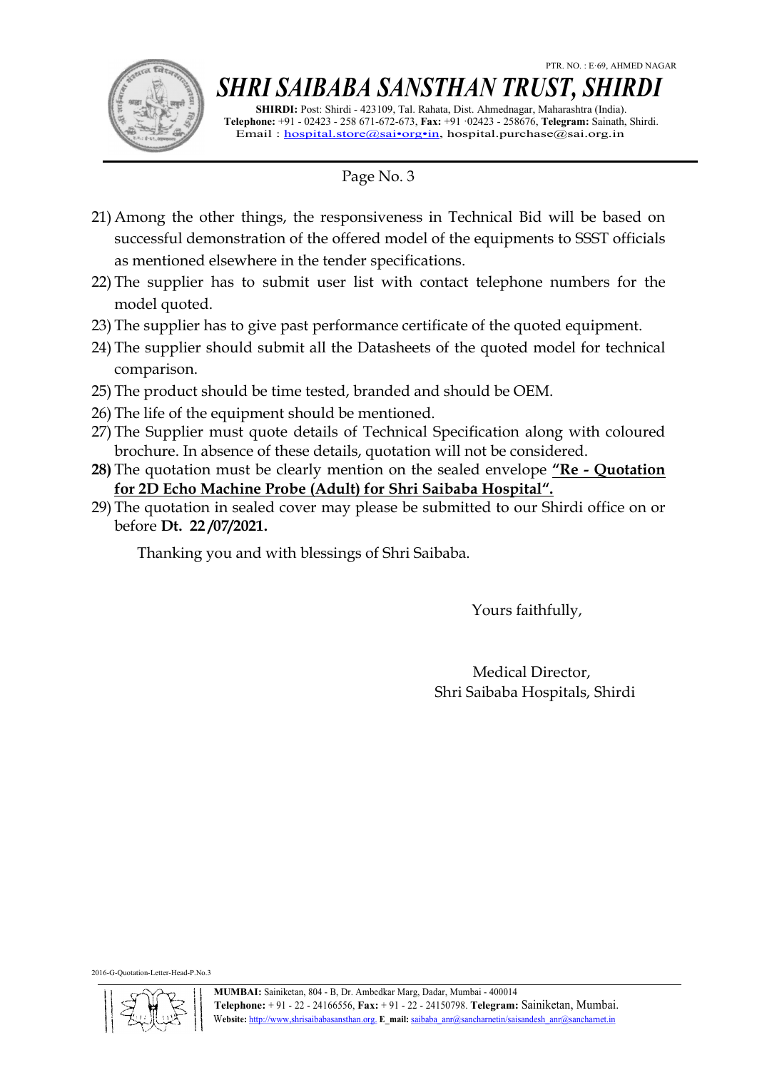PTR. NO. : E-69, AHMED NAGAR

# SHRI SAIBABA SANSTHAN TRUST, SHIRDI

**SHIRDI:** Post: Shirdi - 423109, Tal. Rahata, Dist. Ahmednagar, Maharashtra (India).
**Telephone:** +91 - 02423 - 258 671-672-673, **Fax:** +91 ·02423 - 258676, **Telegram:** Sainath, Shirdi.
Email : hospital.store@sai•org•in, hospital.purchase@sai.org.in

Page No. 3

21) Among the other things, the responsiveness in Technical Bid will be based on successful demonstration of the offered model of the equipments to SSST officials as mentioned elsewhere in the tender specifications.
22) The supplier has to submit user list with contact telephone numbers for the model quoted.
23) The supplier has to give past performance certificate of the quoted equipment.
24) The supplier should submit all the Datasheets of the quoted model for technical comparison.
25) The product should be time tested, branded and should be OEM.
26) The life of the equipment should be mentioned.
27) The Supplier must quote details of Technical Specification along with coloured brochure. In absence of these details, quotation will not be considered.
**28)** The quotation must be clearly mention on the sealed envelope **"Re - Quotation for 2D Echo Machine Probe (Adult) for Shri Saibaba Hospital".**
29) The quotation in sealed cover may please be submitted to our Shirdi office on or before **Dt. 22/07/2021.**

Thanking you and with blessings of Shri Saibaba.

Yours faithfully,

Medical Director,
Shri Saibaba Hospitals, Shirdi

2016-G-Quotation-Letter-Head-P.No.3

**MUMBAI:** Sainiketan, 804 - B, Dr. Ambedkar Marg, Dadar, Mumbai - 400014
**Telephone:** + 91 - 22 - 24166556, **Fax:** + 91 - 22 - 24150798. **Telegram:** Sainiketan, Mumbai.
**Website:** http://www.shrisaibabasansthan.org. **E_mail:** saibaba_anr@sancharnetin/saisandesh_anr@sancharnet.in